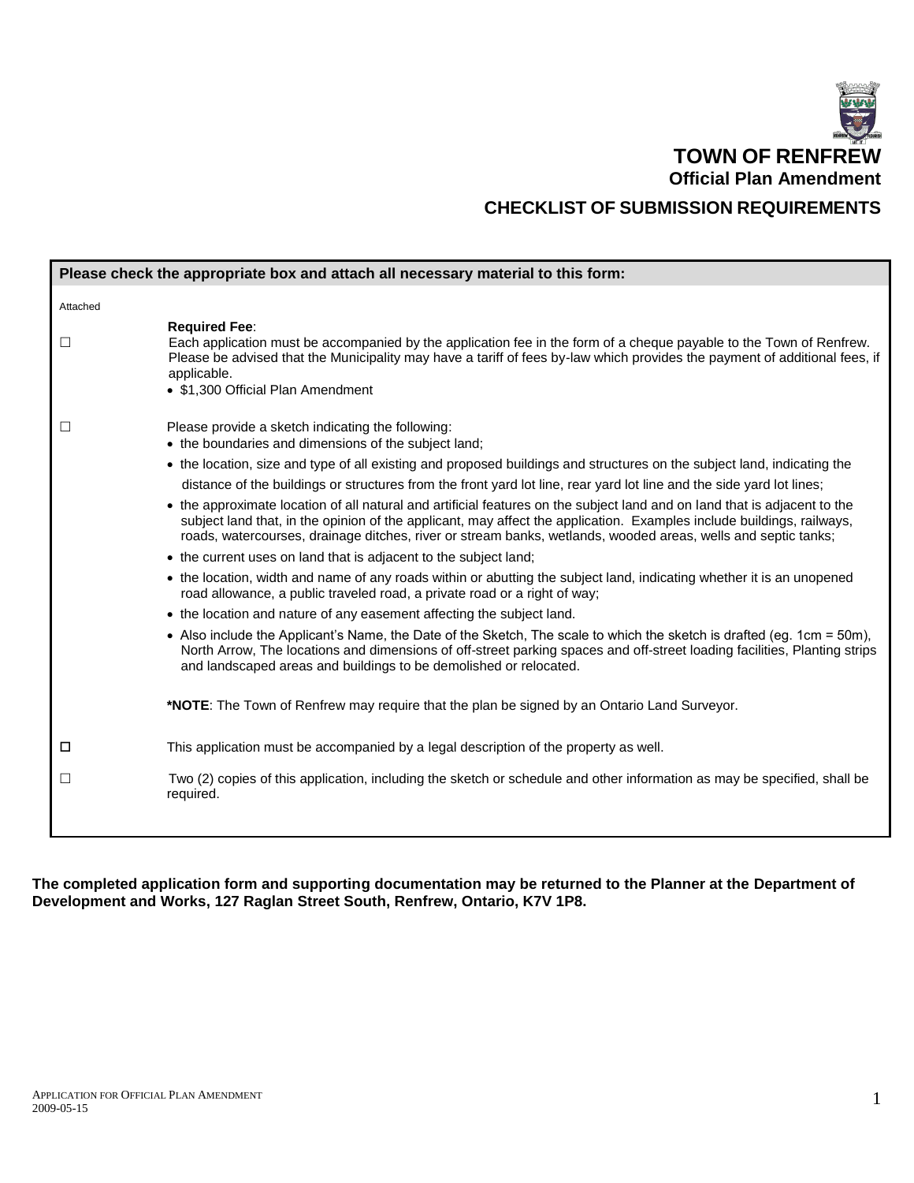# TOWN OF RENFREW

## Official Plan Amendment

## CHECKLIST OF SUBMISSION REQUIREMENTS

**Please check the appropriate box and attach all necessary material to this form:**

Attached

☐ **Required Fee**:
Each application must be accompanied by the application fee in the form of a cheque payable to the Town of Renfrew. Please be advised that the Municipality may have a tariff of fees by-law which provides the payment of additional fees, if applicable.

- $1,300 Official Plan Amendment

☐ Please provide a sketch indicating the following:

- the boundaries and dimensions of the subject land;
- the location, size and type of all existing and proposed buildings and structures on the subject land, indicating the distance of the buildings or structures from the front yard lot line, rear yard lot line and the side yard lot lines;
- the approximate location of all natural and artificial features on the subject land and on land that is adjacent to the subject land that, in the opinion of the applicant, may affect the application. Examples include buildings, railways, roads, watercourses, drainage ditches, river or stream banks, wetlands, wooded areas, wells and septic tanks;
- the current uses on land that is adjacent to the subject land;
- the location, width and name of any roads within or abutting the subject land, indicating whether it is an unopened road allowance, a public traveled road, a private road or a right of way;
- the location and nature of any easement affecting the subject land.
- Also include the Applicant's Name, the Date of the Sketch, The scale to which the sketch is drafted (eg. 1cm = 50m), North Arrow, The locations and dimensions of off-street parking spaces and off-street loading facilities, Planting strips and landscaped areas and buildings to be demolished or relocated.

***NOTE**: The Town of Renfrew may require that the plan be signed by an Ontario Land Surveyor.

☐ This application must be accompanied by a legal description of the property as well.

☐ Two (2) copies of this application, including the sketch or schedule and other information as may be specified, shall be required.

**The completed application form and supporting documentation may be returned to the Planner at the Department of Development and Works, 127 Raglan Street South, Renfrew, Ontario, K7V 1P8.**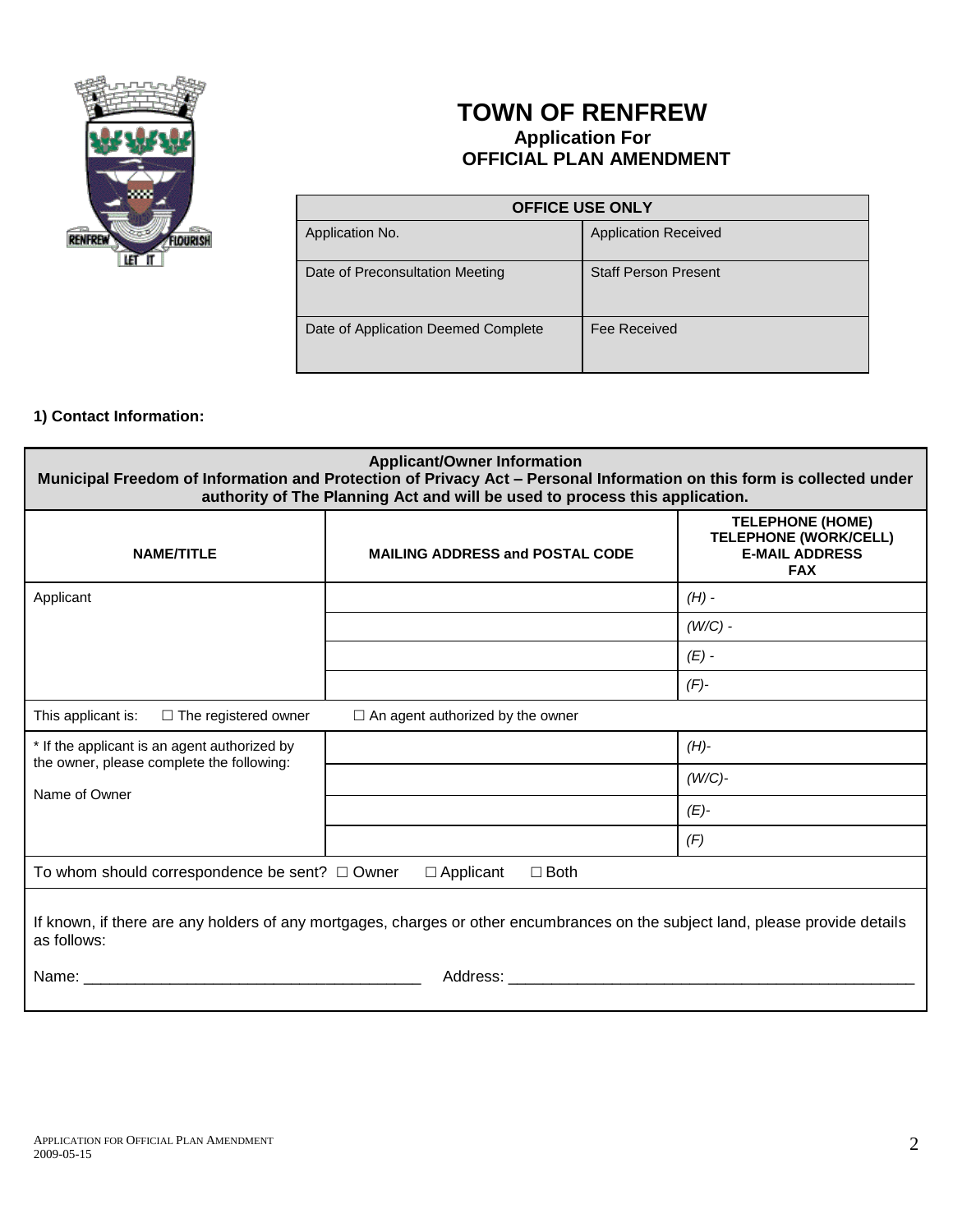# TOWN OF RENFREW

## Application For OFFICIAL PLAN AMENDMENT

| OFFICE USE ONLY | |
|---|---|
| Application No. | Application Received |
| Date of Preconsultation Meeting | Staff Person Present |
| Date of Application Deemed Complete | Fee Received |

**1) Contact Information:**

| **Applicant/Owner Information** **Municipal Freedom of Information and Protection of Privacy Act – Personal Information on this form is collected under authority of The Planning Act and will be used to process this application.** | | |
|---|---|---|
| **NAME/TITLE** | **MAILING ADDRESS and POSTAL CODE** | **TELEPHONE (HOME) TELEPHONE (WORK/CELL) E-MAIL ADDRESS FAX** |
| Applicant | | *(H) -* |
| | | *(W/C) -* |
| | | *(E) -* |
| | | *(F)-* |
| This applicant is: ☐ The registered owner ☐ An agent authorized by the owner | | |
| * If the applicant is an agent authorized by the owner, please complete the following: | | *(H)-* |
| Name of Owner | | *(W/C)-* |
| | | *(E)-* |
| | | *(F)* |
| To whom should correspondence be sent? ☐ Owner ☐ Applicant ☐ Both | | |

If known, if there are any holders of any mortgages, charges or other encumbrances on the subject land, please provide details as follows:

Name: _______________________________________ Address: _______________________________________________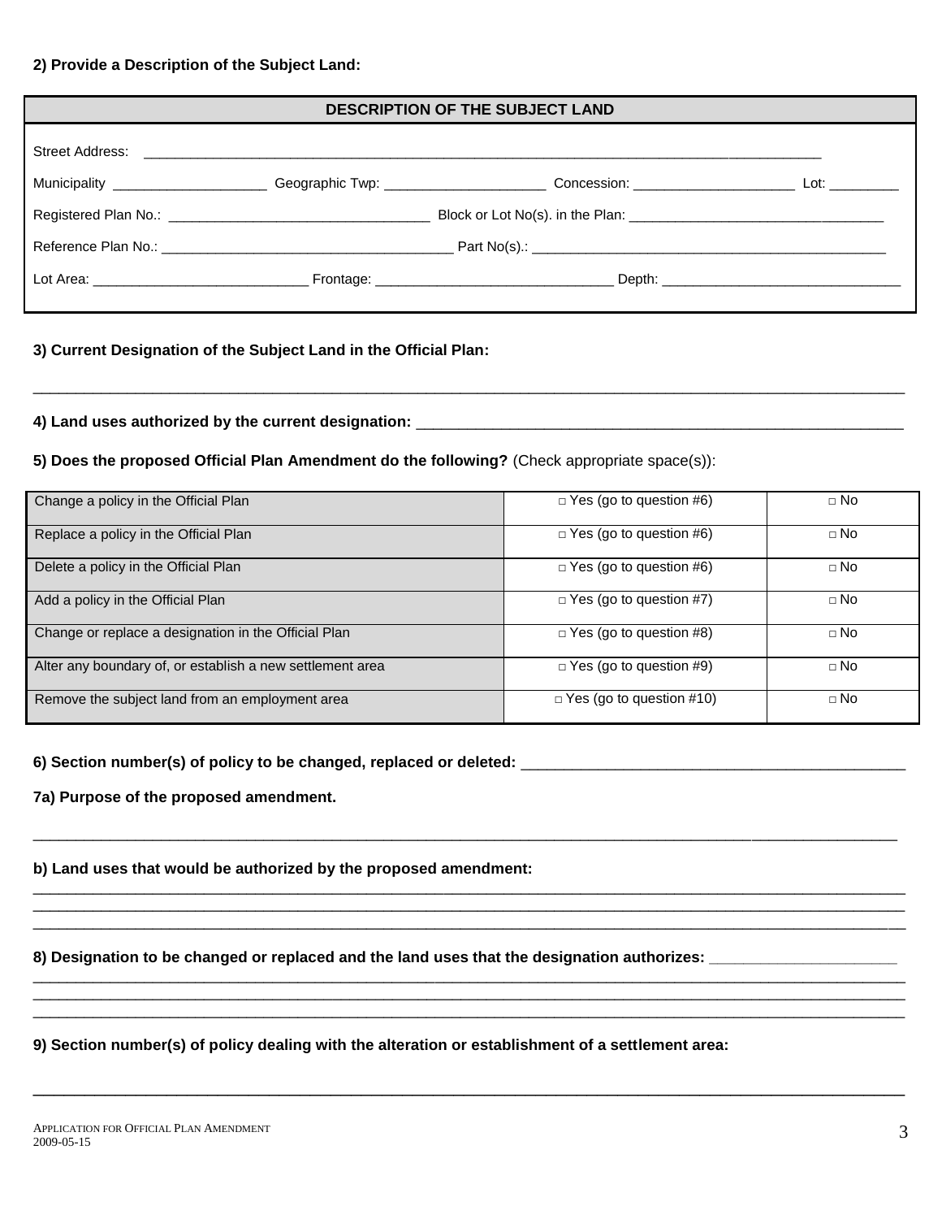**2) Provide a Description of the Subject Land:**

| DESCRIPTION OF THE SUBJECT LAND |
|---|
| Street Address: ________________________________________________ |
| Municipality ____________________ Geographic Twp: _____________________ Concession: _____________________ Lot: _________ |
| Registered Plan No.: __________________________________ Block or Lot No(s). in the Plan: _________________________________ |
| Reference Plan No.: _______________________________________ Part No(s).: _______________________________________________ |
| Lot Area: ____________________________ Frontage: _______________________________ Depth: _______________________________ |

**3) Current Designation of the Subject Land in the Official Plan:**

_______________________________________________________________________________________________

**4) Land uses authorized by the current designation:** ____________________________________________________________

**5) Does the proposed Official Plan Amendment do the following?** (Check appropriate space(s)):

| | | |
|---|---|---|
| Change a policy in the Official Plan | □ Yes (go to question #6) | □ No |
| Replace a policy in the Official Plan | □ Yes (go to question #6) | □ No |
| Delete a policy in the Official Plan | □ Yes (go to question #6) | □ No |
| Add a policy in the Official Plan | □ Yes (go to question #7) | □ No |
| Change or replace a designation in the Official Plan | □ Yes (go to question #8) | □ No |
| Alter any boundary of, or establish a new settlement area | □ Yes (go to question #9) | □ No |
| Remove the subject land from an employment area | □ Yes (go to question #10) | □ No |

**6) Section number(s) of policy to be changed, replaced or deleted:** _____________________________________________

**7a) Purpose of the proposed amendment.**

_______________________________________________________________________________________________

**b) Land uses that would be authorized by the proposed amendment:**

_______________________________________________________________________________________________
_______________________________________________________________________________________________
_______________________________________________________________________________________________

**8) Designation to be changed or replaced and the land uses that the designation authorizes:** _____________________

_______________________________________________________________________________________________
_______________________________________________________________________________________________
_______________________________________________________________________________________________

**9) Section number(s) of policy dealing with the alteration or establishment of a settlement area:**

_______________________________________________________________________________________________

APPLICATION FOR OFFICIAL PLAN AMENDMENT
2009-05-15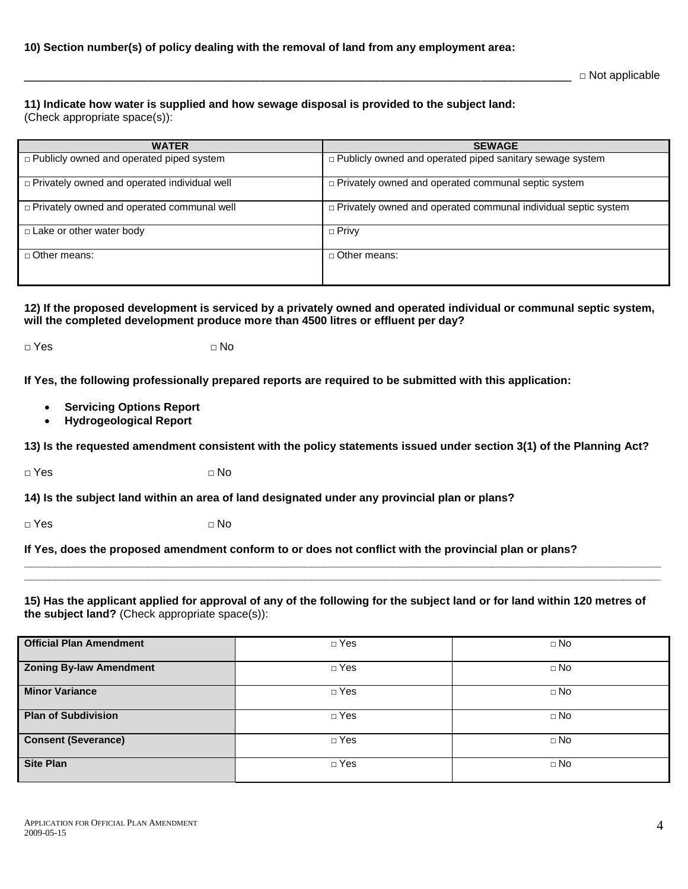**10) Section number(s) of policy dealing with the removal of land from any employment area:**

_______________________________________________________________________________ □ Not applicable

**11) Indicate how water is supplied and how sewage disposal is provided to the subject land:**
(Check appropriate space(s)):

| WATER | SEWAGE |
|---|---|
| □ Publicly owned and operated piped system | □ Publicly owned and operated piped sanitary sewage system |
| □ Privately owned and operated individual well | □ Privately owned and operated communal septic system |
| □ Privately owned and operated communal well | □ Privately owned and operated communal individual septic system |
| □ Lake or other water body | □ Privy |
| □ Other means: | □ Other means: |

**12) If the proposed development is serviced by a privately owned and operated individual or communal septic system, will the completed development produce more than 4500 litres or effluent per day?**

□ Yes □ No

**If Yes, the following professionally prepared reports are required to be submitted with this application:**

- **Servicing Options Report**
- **Hydrogeological Report**

**13) Is the requested amendment consistent with the policy statements issued under section 3(1) of the Planning Act?**

□ Yes □ No

**14) Is the subject land within an area of land designated under any provincial plan or plans?**

□ Yes □ No

**If Yes, does the proposed amendment conform to or does not conflict with the provincial plan or plans?**

_______________________________________________________________________________

_______________________________________________________________________________

**15) Has the applicant applied for approval of any of the following for the subject land or for land within 120 metres of the subject land?** (Check appropriate space(s)):

| | | |
|---|---|---|
| **Official Plan Amendment** | □ Yes | □ No |
| **Zoning By-law Amendment** | □ Yes | □ No |
| **Minor Variance** | □ Yes | □ No |
| **Plan of Subdivision** | □ Yes | □ No |
| **Consent (Severance)** | □ Yes | □ No |
| **Site Plan** | □ Yes | □ No |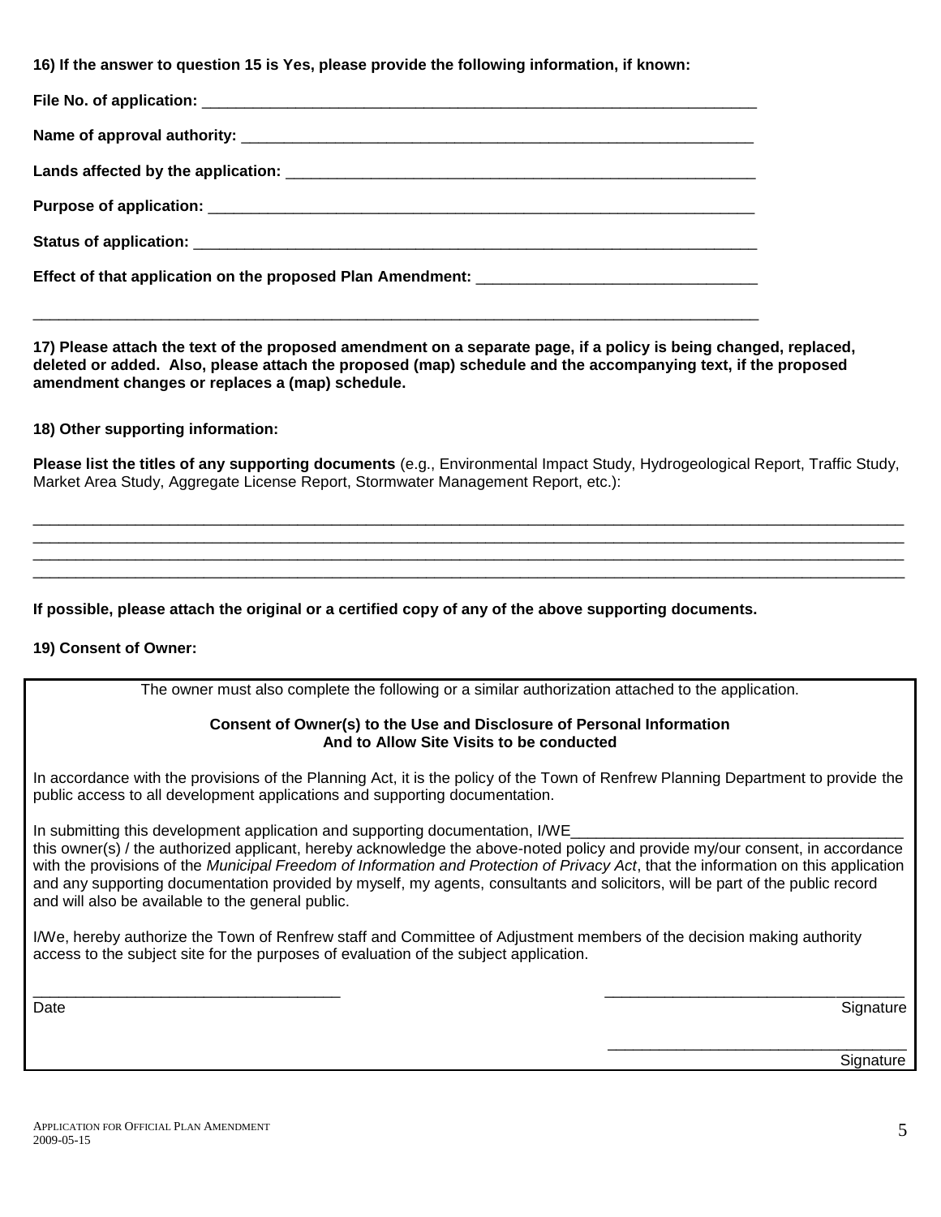**16) If the answer to question 15 is Yes, please provide the following information, if known:**

**File No. of application:** ____________________________________________________________________

**Name of approval authority:** ________________________________________________________________

**Lands affected by the application:** ___________________________________________________________

**Purpose of application:** ____________________________________________________________________

**Status of application:** ______________________________________________________________________

**Effect of that application on the proposed Plan Amendment:** __________________________________

_____________________________________________________________________________________________

**17) Please attach the text of the proposed amendment on a separate page, if a policy is being changed, replaced, deleted or added. Also, please attach the proposed (map) schedule and the accompanying text, if the proposed amendment changes or replaces a (map) schedule.**

**18) Other supporting information:**

**Please list the titles of any supporting documents** (e.g., Environmental Impact Study, Hydrogeological Report, Traffic Study, Market Area Study, Aggregate License Report, Stormwater Management Report, etc.):

_____________________________________________________________________________________________
_____________________________________________________________________________________________
_____________________________________________________________________________________________
_____________________________________________________________________________________________

**If possible, please attach the original or a certified copy of any of the above supporting documents.**

**19) Consent of Owner:**

The owner must also complete the following or a similar authorization attached to the application.

**Consent of Owner(s) to the Use and Disclosure of Personal Information**
**And to Allow Site Visits to be conducted**

In accordance with the provisions of the Planning Act, it is the policy of the Town of Renfrew Planning Department to provide the public access to all development applications and supporting documentation.

In submitting this development application and supporting documentation, I/WE________________________________________ this owner(s) / the authorized applicant, hereby acknowledge the above-noted policy and provide my/our consent, in accordance with the provisions of the *Municipal Freedom of Information and Protection of Privacy Act*, that the information on this application and any supporting documentation provided by myself, my agents, consultants and solicitors, will be part of the public record and will also be available to the general public.

I/We, hereby authorize the Town of Renfrew staff and Committee of Adjustment members of the decision making authority access to the subject site for the purposes of evaluation of the subject application.

____________________________________ ____________________________________
Date Signature

____________________________________
Signature

APPLICATION FOR OFFICIAL PLAN AMENDMENT
2009-05-15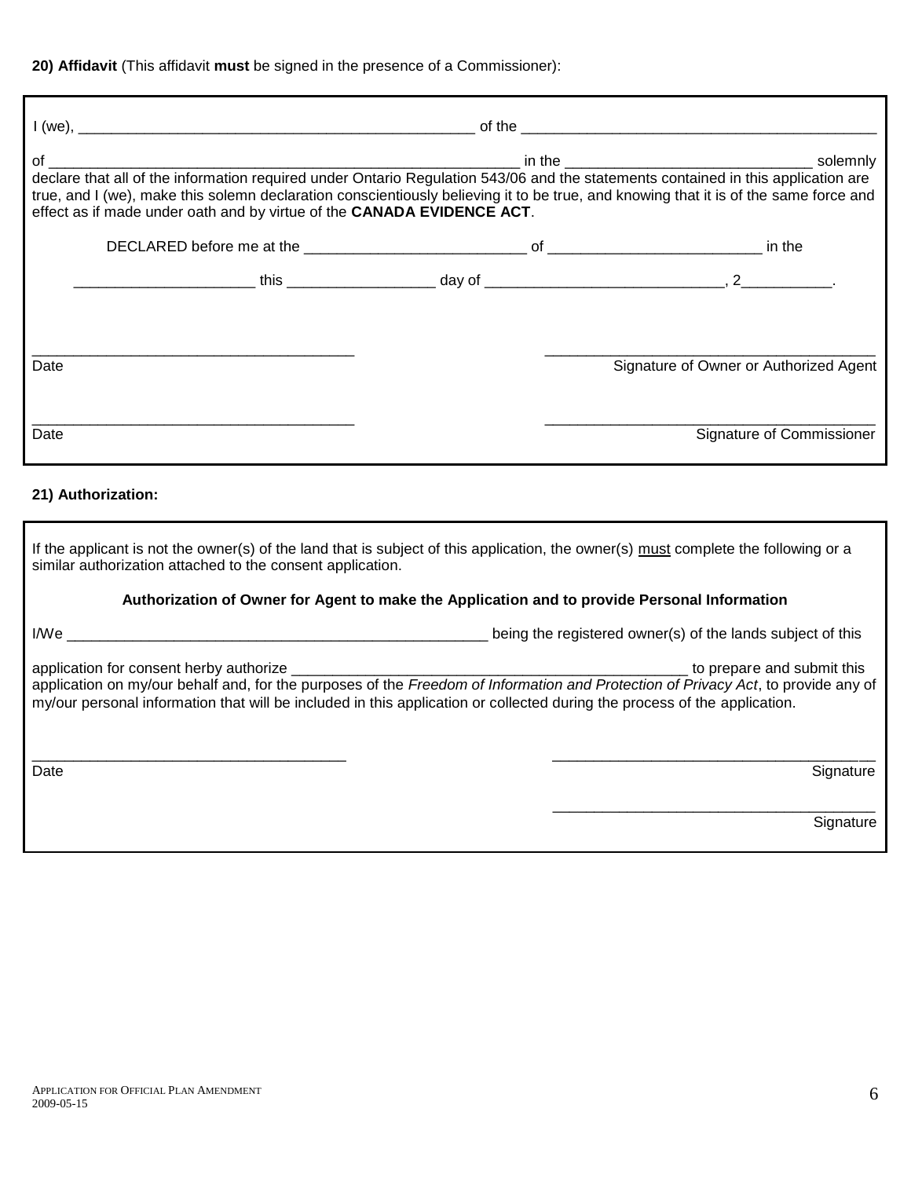**20) Affidavit** (This affidavit **must** be signed in the presence of a Commissioner):

I (we), _________________________________________________ of the ____________________________________________

of ___________________________________________________________ in the ______________________________ solemnly declare that all of the information required under Ontario Regulation 543/06 and the statements contained in this application are true, and I (we), make this solemn declaration conscientiously believing it to be true, and knowing that it is of the same force and effect as if made under oath and by virtue of the **CANADA EVIDENCE ACT**.

DECLARED before me at the ___________________________ of _________________________ in the

_____________________ this _________________ day of ____________________________, 2__________.

_______________________________________ Date

_______________________________________ Signature of Owner or Authorized Agent

_______________________________________ Date

_______________________________________ Signature of Commissioner

**21) Authorization:**

If the applicant is not the owner(s) of the land that is subject of this application, the owner(s) must complete the following or a similar authorization attached to the consent application.

**Authorization of Owner for Agent to make the Application and to provide Personal Information**

I/We ____________________________________________________ being the registered owner(s) of the lands subject of this

application for consent herby authorize _________________________________________________ to prepare and submit this application on my/our behalf and, for the purposes of the *Freedom of Information and Protection of Privacy Act*, to provide any of my/our personal information that will be included in this application or collected during the process of the application.

_______________________________________ Date

_______________________________________ Signature

_______________________________________ Signature

APPLICATION FOR OFFICIAL PLAN AMENDMENT
2009-05-15